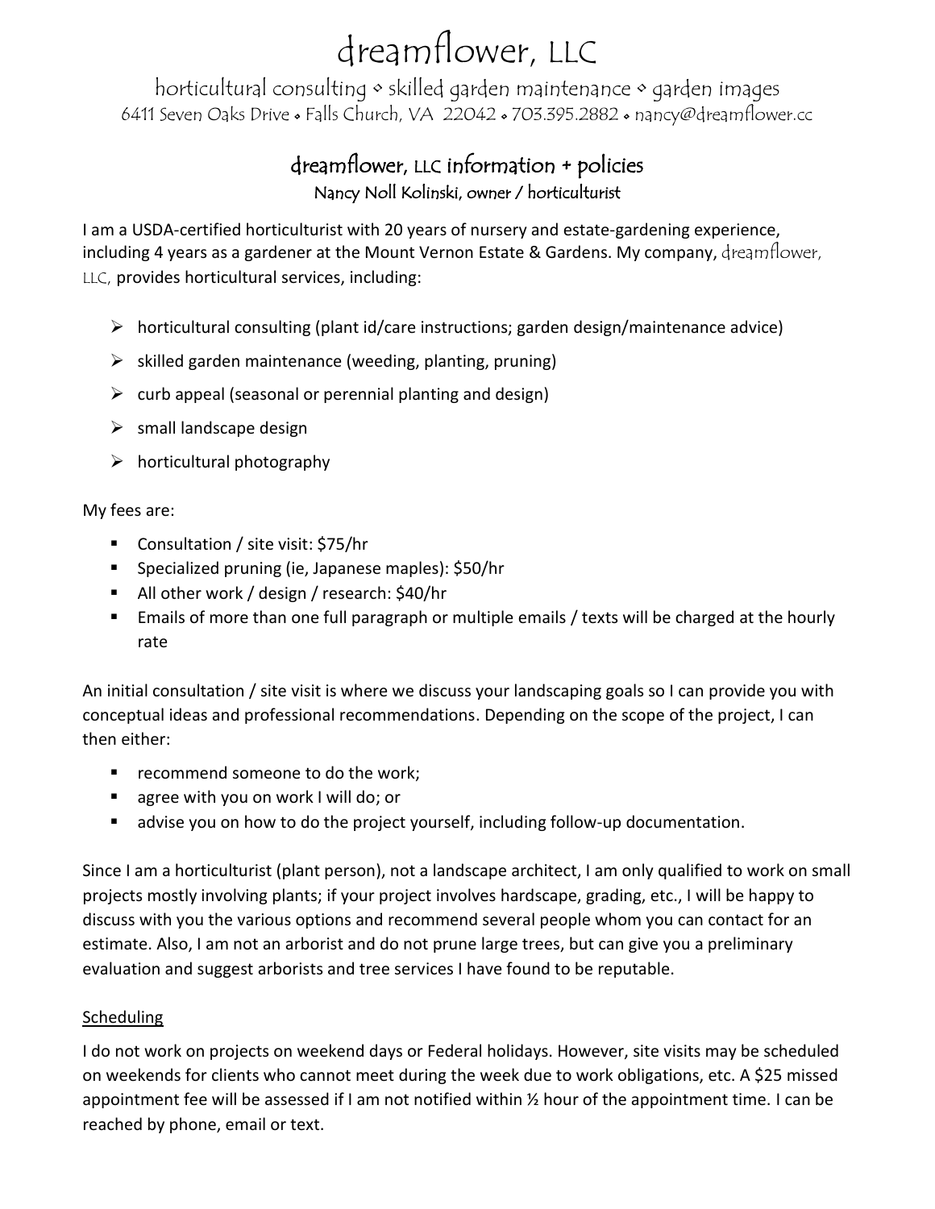# dreamflower, LLC

horticultural consulting ⋄ skilled garden maintenance ⋄ garden images
6411 Seven Oaks Drive ⬩ Falls Church, VA 22042 ⬩ 703.395.2882 ⬩ nancy@dreamflower.cc

## dreamflower, LLC information + policies

Nancy Noll Kolinski, owner / horticulturist

I am a USDA-certified horticulturist with 20 years of nursery and estate-gardening experience, including 4 years as a gardener at the Mount Vernon Estate & Gardens. My company, dreamflower, LLC, provides horticultural services, including:

- horticultural consulting (plant id/care instructions; garden design/maintenance advice)
- skilled garden maintenance (weeding, planting, pruning)
- curb appeal (seasonal or perennial planting and design)
- small landscape design
- horticultural photography

My fees are:

- Consultation / site visit: $75/hr
- Specialized pruning (ie, Japanese maples): $50/hr
- All other work / design / research: $40/hr
- Emails of more than one full paragraph or multiple emails / texts will be charged at the hourly rate

An initial consultation / site visit is where we discuss your landscaping goals so I can provide you with conceptual ideas and professional recommendations. Depending on the scope of the project, I can then either:

- recommend someone to do the work;
- agree with you on work I will do; or
- advise you on how to do the project yourself, including follow-up documentation.

Since I am a horticulturist (plant person), not a landscape architect, I am only qualified to work on small projects mostly involving plants; if your project involves hardscape, grading, etc., I will be happy to discuss with you the various options and recommend several people whom you can contact for an estimate. Also, I am not an arborist and do not prune large trees, but can give you a preliminary evaluation and suggest arborists and tree services I have found to be reputable.

### Scheduling

I do not work on projects on weekend days or Federal holidays. However, site visits may be scheduled on weekends for clients who cannot meet during the week due to work obligations, etc. A $25 missed appointment fee will be assessed if I am not notified within ½ hour of the appointment time. I can be reached by phone, email or text.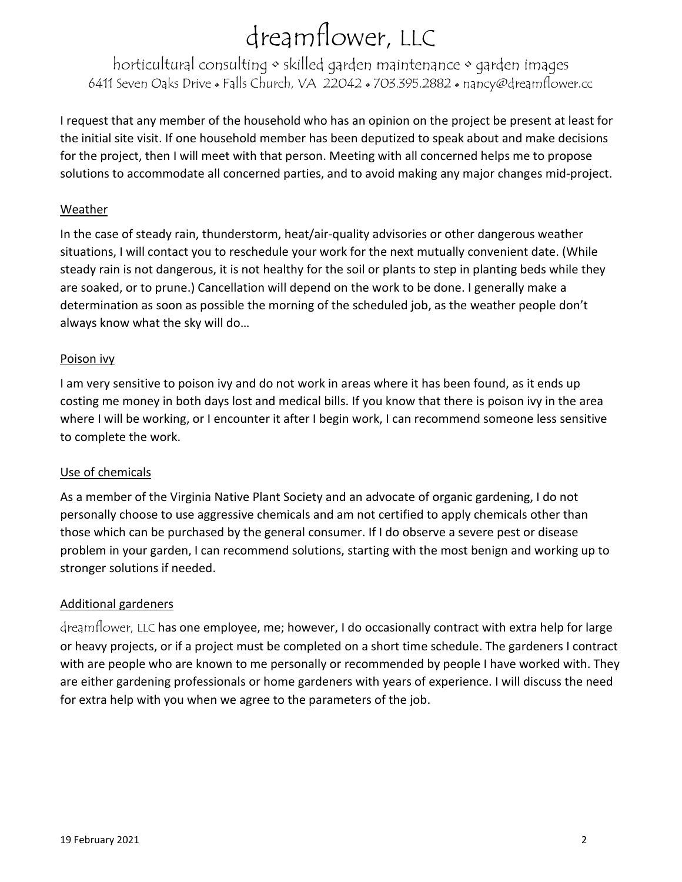I request that any member of the household who has an opinion on the project be present at least for the initial site visit. If one household member has been deputized to speak about and make decisions for the project, then I will meet with that person. Meeting with all concerned helps me to propose solutions to accommodate all concerned parties, and to avoid making any major changes mid-project.

## Weather

In the case of steady rain, thunderstorm, heat/air-quality advisories or other dangerous weather situations, I will contact you to reschedule your work for the next mutually convenient date. (While steady rain is not dangerous, it is not healthy for the soil or plants to step in planting beds while they are soaked, or to prune.) Cancellation will depend on the work to be done. I generally make a determination as soon as possible the morning of the scheduled job, as the weather people don't always know what the sky will do…

## Poison ivy

I am very sensitive to poison ivy and do not work in areas where it has been found, as it ends up costing me money in both days lost and medical bills. If you know that there is poison ivy in the area where I will be working, or I encounter it after I begin work, I can recommend someone less sensitive to complete the work.

## Use of chemicals

As a member of the Virginia Native Plant Society and an advocate of organic gardening, I do not personally choose to use aggressive chemicals and am not certified to apply chemicals other than those which can be purchased by the general consumer. If I do observe a severe pest or disease problem in your garden, I can recommend solutions, starting with the most benign and working up to stronger solutions if needed.

## Additional gardeners

dreamflower, LLC has one employee, me; however, I do occasionally contract with extra help for large or heavy projects, or if a project must be completed on a short time schedule. The gardeners I contract with are people who are known to me personally or recommended by people I have worked with. They are either gardening professionals or home gardeners with years of experience. I will discuss the need for extra help with you when we agree to the parameters of the job.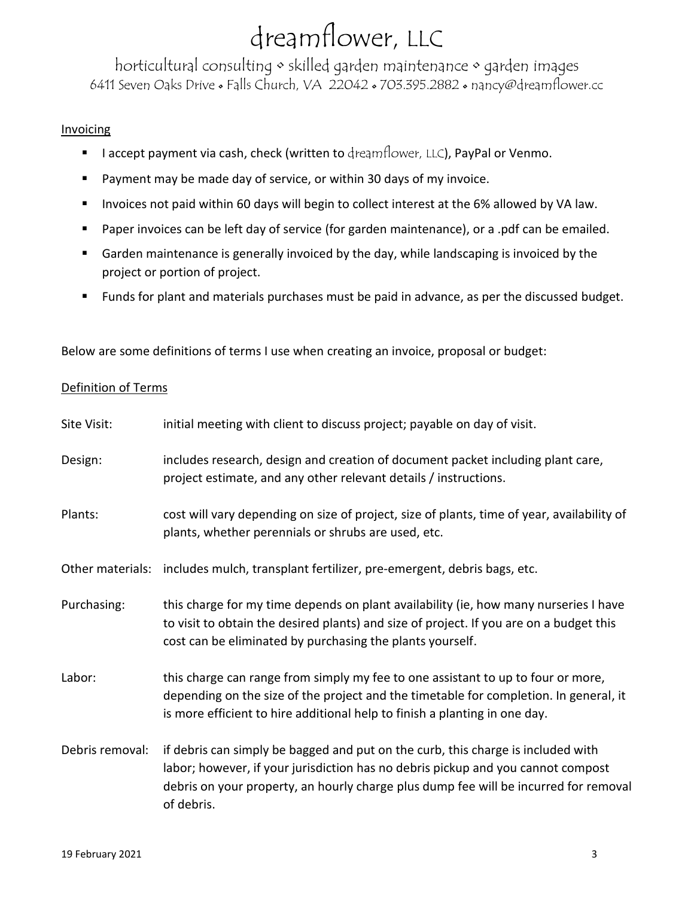# dreamflower, LLC

horticultural consulting ⋄ skilled garden maintenance ⋄ garden images
6411 Seven Oaks Drive • Falls Church, VA 22042 • 703.395.2882 • nancy@dreamflower.cc

## Invoicing

- I accept payment via cash, check (written to dreamflower, LLC), PayPal or Venmo.
- Payment may be made day of service, or within 30 days of my invoice.
- Invoices not paid within 60 days will begin to collect interest at the 6% allowed by VA law.
- Paper invoices can be left day of service (for garden maintenance), or a .pdf can be emailed.
- Garden maintenance is generally invoiced by the day, while landscaping is invoiced by the project or portion of project.
- Funds for plant and materials purchases must be paid in advance, as per the discussed budget.

Below are some definitions of terms I use when creating an invoice, proposal or budget:

## Definition of Terms

| | |
|---|---|
| Site Visit: | initial meeting with client to discuss project; payable on day of visit. |
| Design: | includes research, design and creation of document packet including plant care, project estimate, and any other relevant details / instructions. |
| Plants: | cost will vary depending on size of project, size of plants, time of year, availability of plants, whether perennials or shrubs are used, etc. |
| Other materials: | includes mulch, transplant fertilizer, pre-emergent, debris bags, etc. |
| Purchasing: | this charge for my time depends on plant availability (ie, how many nurseries I have to visit to obtain the desired plants) and size of project. If you are on a budget this cost can be eliminated by purchasing the plants yourself. |
| Labor: | this charge can range from simply my fee to one assistant to up to four or more, depending on the size of the project and the timetable for completion. In general, it is more efficient to hire additional help to finish a planting in one day. |
| Debris removal: | if debris can simply be bagged and put on the curb, this charge is included with labor; however, if your jurisdiction has no debris pickup and you cannot compost debris on your property, an hourly charge plus dump fee will be incurred for removal of debris. |

19 February 2021